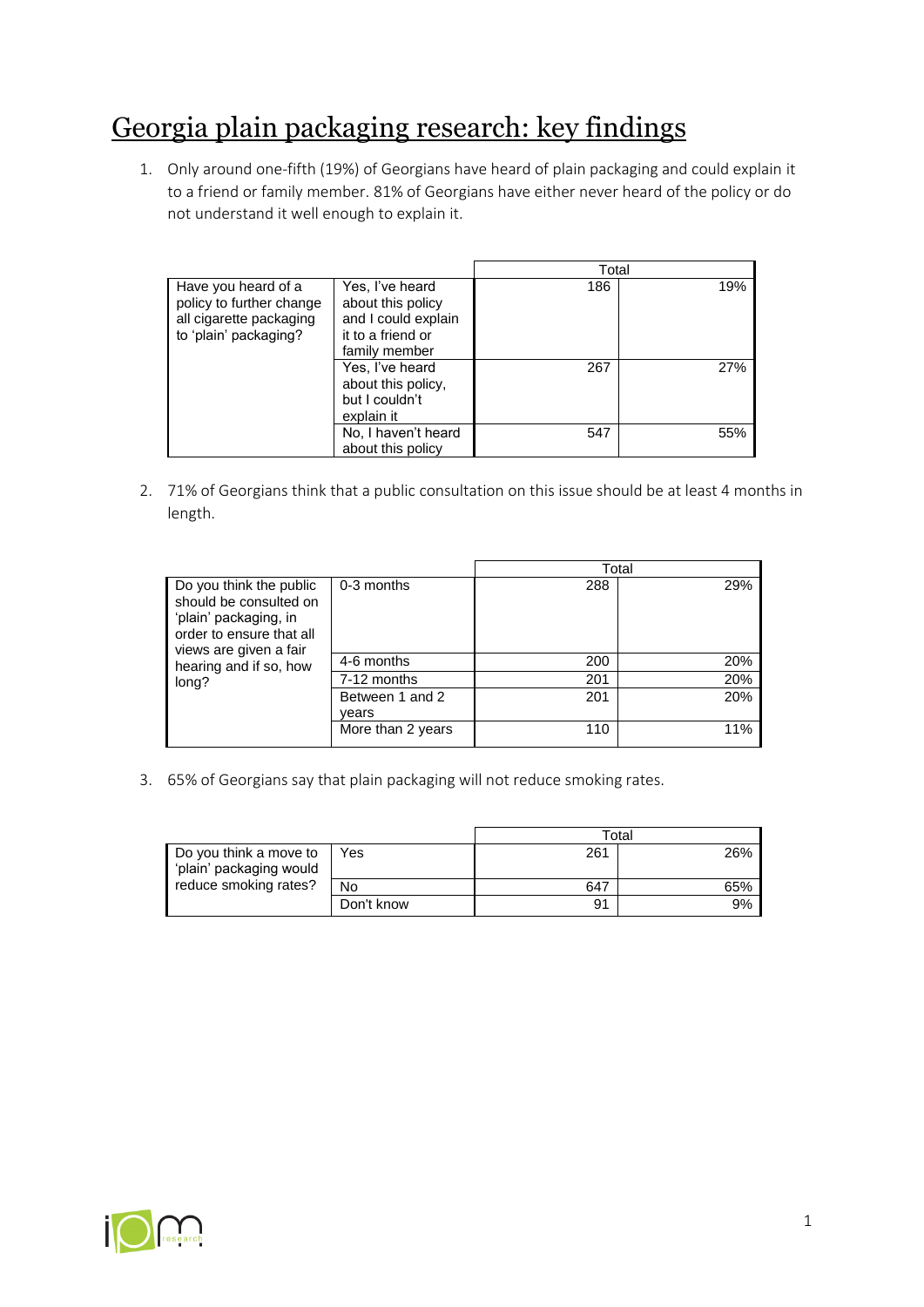# Georgia plain packaging research: key findings

1. Only around one-fifth (19%) of Georgians have heard of plain packaging and could explain it to a friend or family member. 81% of Georgians have either never heard of the policy or do not understand it well enough to explain it.

| | | Total | |
|---|---|---|---|
| Have you heard of a policy to further change all cigarette packaging to 'plain' packaging? | Yes, I've heard about this policy and I could explain it to a friend or family member | 186 | 19% |
| | Yes, I've heard about this policy, but I couldn't explain it | 267 | 27% |
| | No, I haven't heard about this policy | 547 | 55% |

2. 71% of Georgians think that a public consultation on this issue should be at least 4 months in length.

| | | Total | |
|---|---|---|---|
| Do you think the public should be consulted on 'plain' packaging, in order to ensure that all views are given a fair hearing and if so, how long? | 0-3 months | 288 | 29% |
| | 4-6 months | 200 | 20% |
| | 7-12 months | 201 | 20% |
| | Between 1 and 2 years | 201 | 20% |
| | More than 2 years | 110 | 11% |

3. 65% of Georgians say that plain packaging will not reduce smoking rates.

| | | Total | |
|---|---|---|---|
| Do you think a move to 'plain' packaging would reduce smoking rates? | Yes | 261 | 26% |
| | No | 647 | 65% |
| | Don't know | 91 | 9% |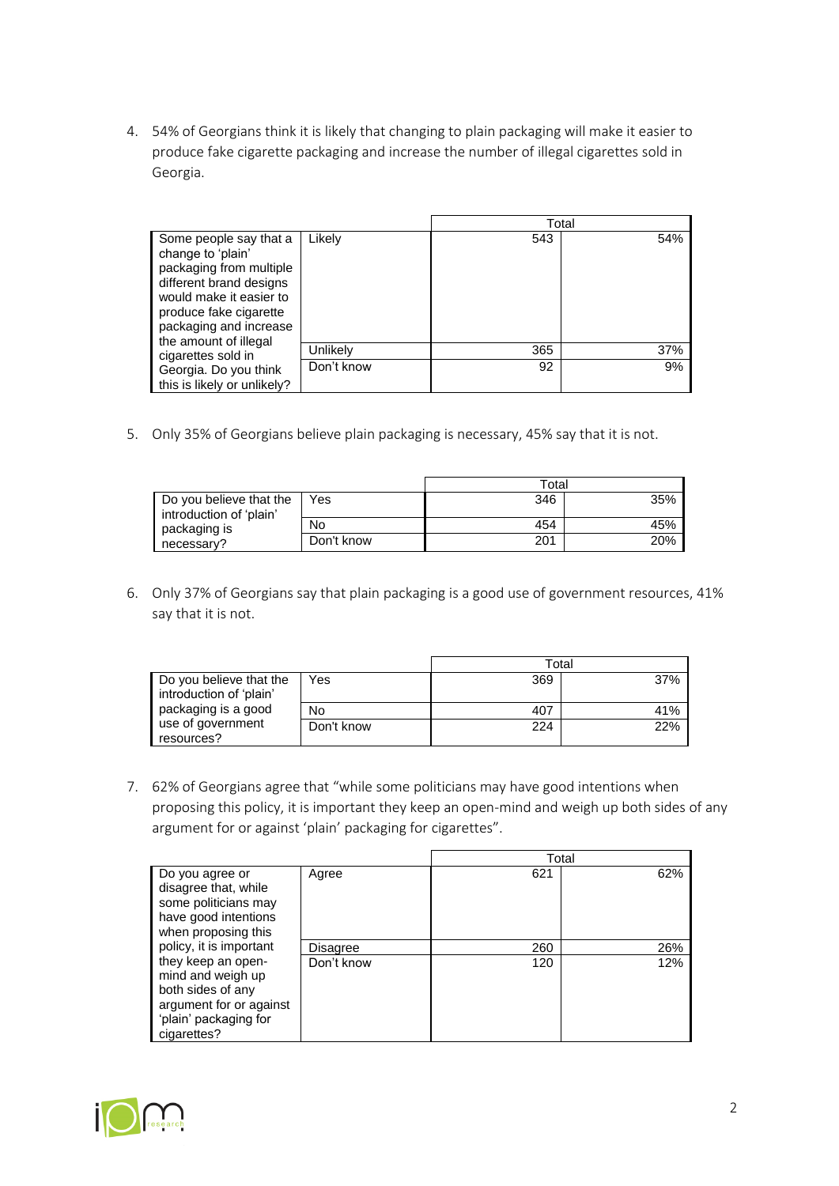4. 54% of Georgians think it is likely that changing to plain packaging will make it easier to produce fake cigarette packaging and increase the number of illegal cigarettes sold in Georgia.

| | | Total | |
|---|---|---|---|
| Some people say that a change to 'plain' packaging from multiple different brand designs would make it easier to produce fake cigarette packaging and increase the amount of illegal cigarettes sold in Georgia. Do you think this is likely or unlikely? | Likely | 543 | 54% |
| | Unlikely | 365 | 37% |
| | Don't know | 92 | 9% |

5. Only 35% of Georgians believe plain packaging is necessary, 45% say that it is not.

| | | Total | |
|---|---|---|---|
| Do you believe that the introduction of 'plain' packaging is necessary? | Yes | 346 | 35% |
| | No | 454 | 45% |
| | Don't know | 201 | 20% |

6. Only 37% of Georgians say that plain packaging is a good use of government resources, 41% say that it is not.

| | | Total | |
|---|---|---|---|
| Do you believe that the introduction of 'plain' packaging is a good use of government resources? | Yes | 369 | 37% |
| | No | 407 | 41% |
| | Don't know | 224 | 22% |

7. 62% of Georgians agree that "while some politicians may have good intentions when proposing this policy, it is important they keep an open-mind and weigh up both sides of any argument for or against 'plain' packaging for cigarettes".

| | | Total | |
|---|---|---|---|
| Do you agree or disagree that, while some politicians may have good intentions when proposing this policy, it is important they keep an open-mind and weigh up both sides of any argument for or against 'plain' packaging for cigarettes? | Agree | 621 | 62% |
| | Disagree | 260 | 26% |
| | Don't know | 120 | 12% |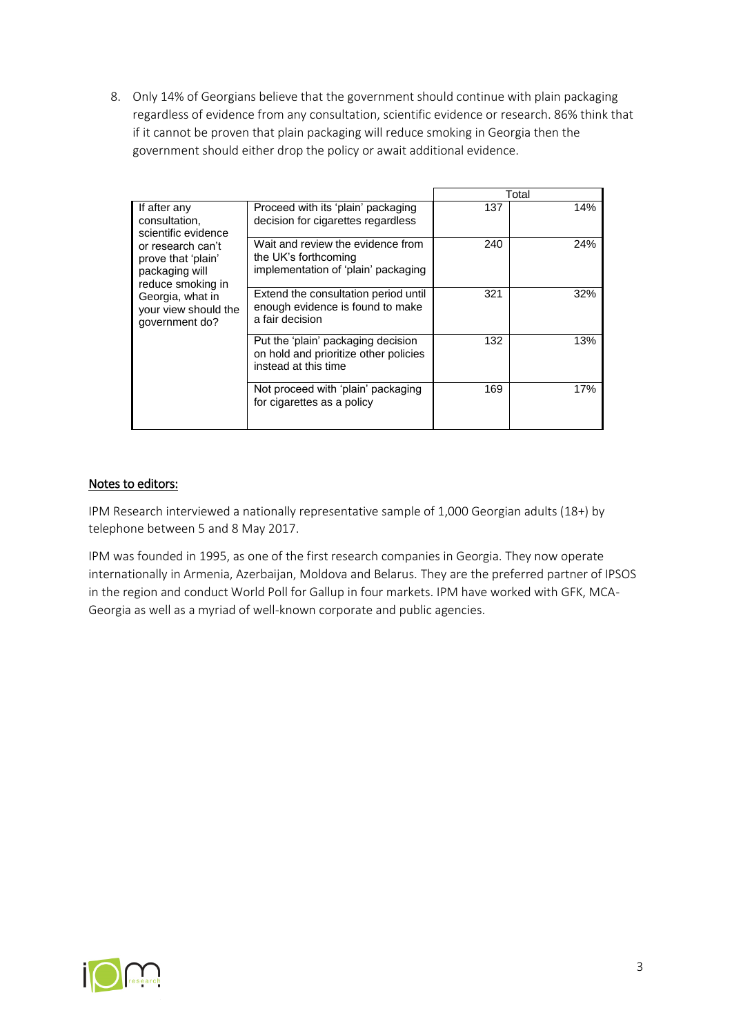8. Only 14% of Georgians believe that the government should continue with plain packaging regardless of evidence from any consultation, scientific evidence or research. 86% think that if it cannot be proven that plain packaging will reduce smoking in Georgia then the government should either drop the policy or await additional evidence.

| | | Total | |
|---|---|---|---|
| If after any consultation, scientific evidence or research can't prove that 'plain' packaging will reduce smoking in Georgia, what in your view should the government do? | Proceed with its 'plain' packaging decision for cigarettes regardless | 137 | 14% |
| | Wait and review the evidence from the UK's forthcoming implementation of 'plain' packaging | 240 | 24% |
| | Extend the consultation period until enough evidence is found to make a fair decision | 321 | 32% |
| | Put the 'plain' packaging decision on hold and prioritize other policies instead at this time | 132 | 13% |
| | Not proceed with 'plain' packaging for cigarettes as a policy | 169 | 17% |

## Notes to editors:

IPM Research interviewed a nationally representative sample of 1,000 Georgian adults (18+) by telephone between 5 and 8 May 2017.

IPM was founded in 1995, as one of the first research companies in Georgia. They now operate internationally in Armenia, Azerbaijan, Moldova and Belarus. They are the preferred partner of IPSOS in the region and conduct World Poll for Gallup in four markets. IPM have worked with GFK, MCA-Georgia as well as a myriad of well-known corporate and public agencies.